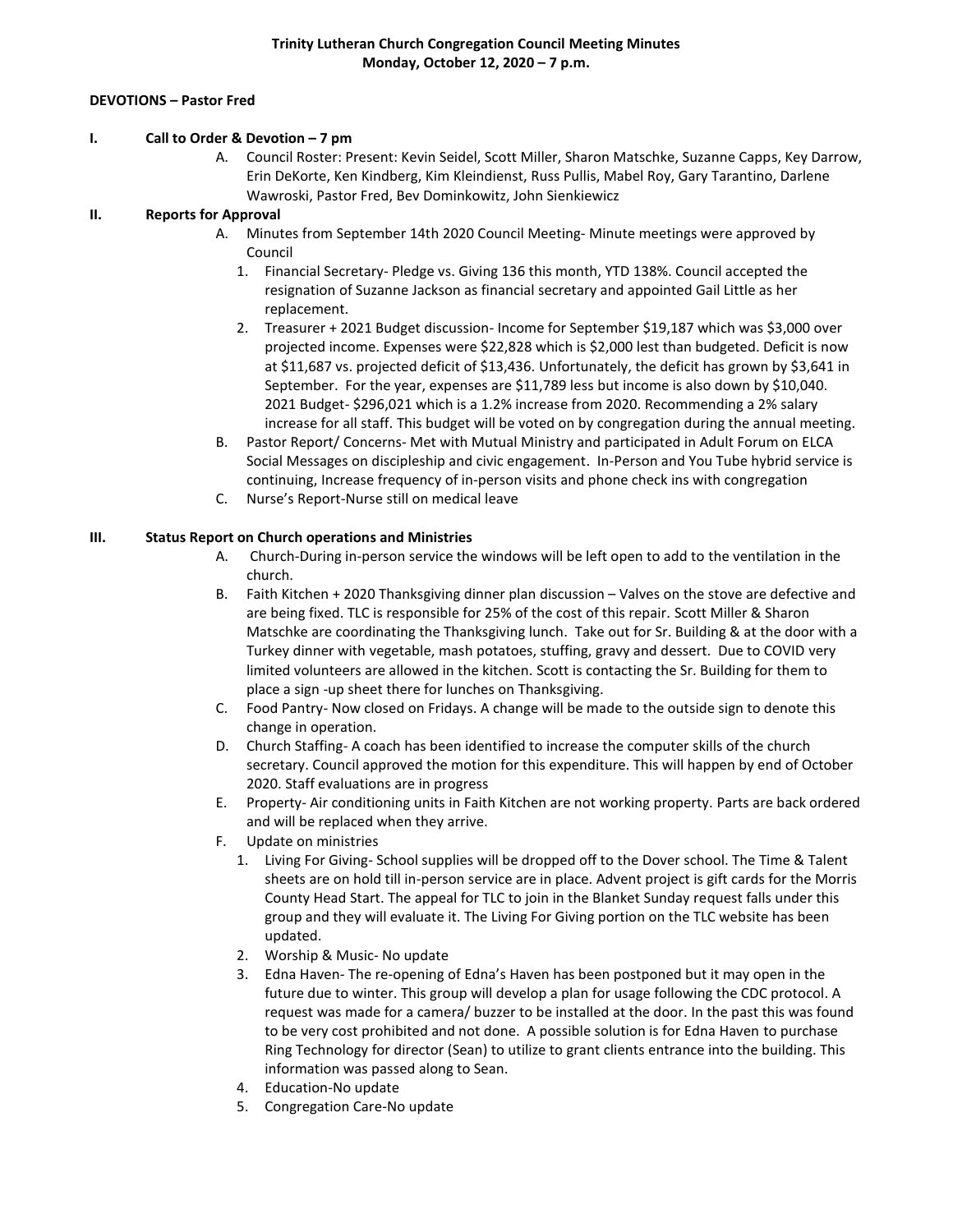**Trinity Lutheran Church Congregation Council Meeting Minutes**
**Monday, October 12, 2020 – 7 p.m.**

**DEVOTIONS – Pastor Fred**

**I. Call to Order & Devotion – 7 pm**

A. Council Roster: Present: Kevin Seidel, Scott Miller, Sharon Matschke, Suzanne Capps, Key Darrow, Erin DeKorte, Ken Kindberg, Kim Kleindienst, Russ Pullis, Mabel Roy, Gary Tarantino, Darlene Wawroski, Pastor Fred, Bev Dominkowitz, John Sienkiewicz

**II. Reports for Approval**

A. Minutes from September 14th 2020 Council Meeting- Minute meetings were approved by Council
   1. Financial Secretary- Pledge vs. Giving 136 this month, YTD 138%. Council accepted the resignation of Suzanne Jackson as financial secretary and appointed Gail Little as her replacement.
   2. Treasurer + 2021 Budget discussion- Income for September $19,187 which was $3,000 over projected income. Expenses were $22,828 which is $2,000 lest than budgeted. Deficit is now at $11,687 vs. projected deficit of $13,436. Unfortunately, the deficit has grown by $3,641 in September. For the year, expenses are $11,789 less but income is also down by $10,040. 2021 Budget- $296,021 which is a 1.2% increase from 2020. Recommending a 2% salary increase for all staff. This budget will be voted on by congregation during the annual meeting.

B. Pastor Report/ Concerns- Met with Mutual Ministry and participated in Adult Forum on ELCA Social Messages on discipleship and civic engagement. In-Person and You Tube hybrid service is continuing, Increase frequency of in-person visits and phone check ins with congregation

C. Nurse's Report-Nurse still on medical leave

**III. Status Report on Church operations and Ministries**

A. Church-During in-person service the windows will be left open to add to the ventilation in the church.

B. Faith Kitchen + 2020 Thanksgiving dinner plan discussion – Valves on the stove are defective and are being fixed. TLC is responsible for 25% of the cost of this repair. Scott Miller & Sharon Matschke are coordinating the Thanksgiving lunch. Take out for Sr. Building & at the door with a Turkey dinner with vegetable, mash potatoes, stuffing, gravy and dessert. Due to COVID very limited volunteers are allowed in the kitchen. Scott is contacting the Sr. Building for them to place a sign -up sheet there for lunches on Thanksgiving.

C. Food Pantry- Now closed on Fridays. A change will be made to the outside sign to denote this change in operation.

D. Church Staffing- A coach has been identified to increase the computer skills of the church secretary. Council approved the motion for this expenditure. This will happen by end of October 2020. Staff evaluations are in progress

E. Property- Air conditioning units in Faith Kitchen are not working property. Parts are back ordered and will be replaced when they arrive.

F. Update on ministries
   1. Living For Giving- School supplies will be dropped off to the Dover school. The Time & Talent sheets are on hold till in-person service are in place. Advent project is gift cards for the Morris County Head Start. The appeal for TLC to join in the Blanket Sunday request falls under this group and they will evaluate it. The Living For Giving portion on the TLC website has been updated.
   2. Worship & Music- No update
   3. Edna Haven- The re-opening of Edna's Haven has been postponed but it may open in the future due to winter. This group will develop a plan for usage following the CDC protocol. A request was made for a camera/ buzzer to be installed at the door. In the past this was found to be very cost prohibited and not done. A possible solution is for Edna Haven to purchase Ring Technology for director (Sean) to utilize to grant clients entrance into the building. This information was passed along to Sean.
   4. Education-No update
   5. Congregation Care-No update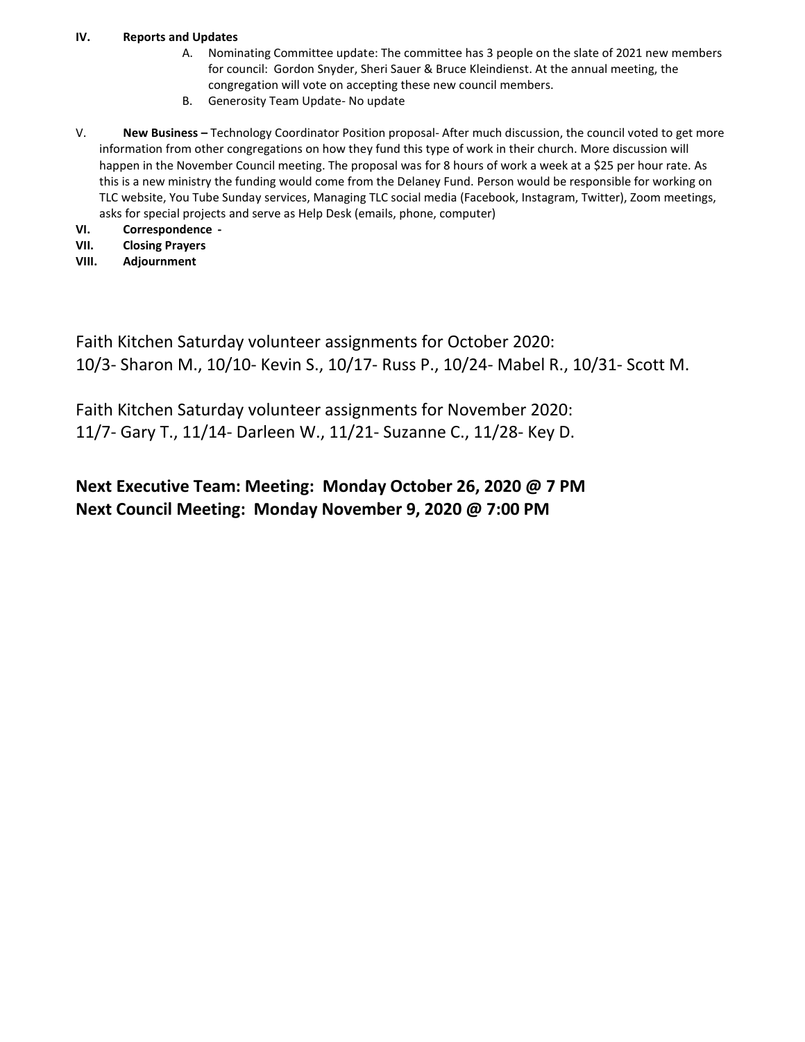**IV. Reports and Updates**

A. Nominating Committee update: The committee has 3 people on the slate of 2021 new members for council: Gordon Snyder, Sheri Sauer & Bruce Kleindienst. At the annual meeting, the congregation will vote on accepting these new council members.

B. Generosity Team Update- No update

V. **New Business –** Technology Coordinator Position proposal- After much discussion, the council voted to get more information from other congregations on how they fund this type of work in their church. More discussion will happen in the November Council meeting. The proposal was for 8 hours of work a week at a $25 per hour rate. As this is a new ministry the funding would come from the Delaney Fund. Person would be responsible for working on TLC website, You Tube Sunday services, Managing TLC social media (Facebook, Instagram, Twitter), Zoom meetings, asks for special projects and serve as Help Desk (emails, phone, computer)

**VI. Correspondence -**

**VII. Closing Prayers**

**VIII. Adjournment**

Faith Kitchen Saturday volunteer assignments for October 2020:
10/3- Sharon M., 10/10- Kevin S., 10/17- Russ P., 10/24- Mabel R., 10/31- Scott M.

Faith Kitchen Saturday volunteer assignments for November 2020:
11/7- Gary T., 11/14- Darleen W., 11/21- Suzanne C., 11/28- Key D.

**Next Executive Team: Meeting: Monday October 26, 2020 @ 7 PM**
**Next Council Meeting: Monday November 9, 2020 @ 7:00 PM**